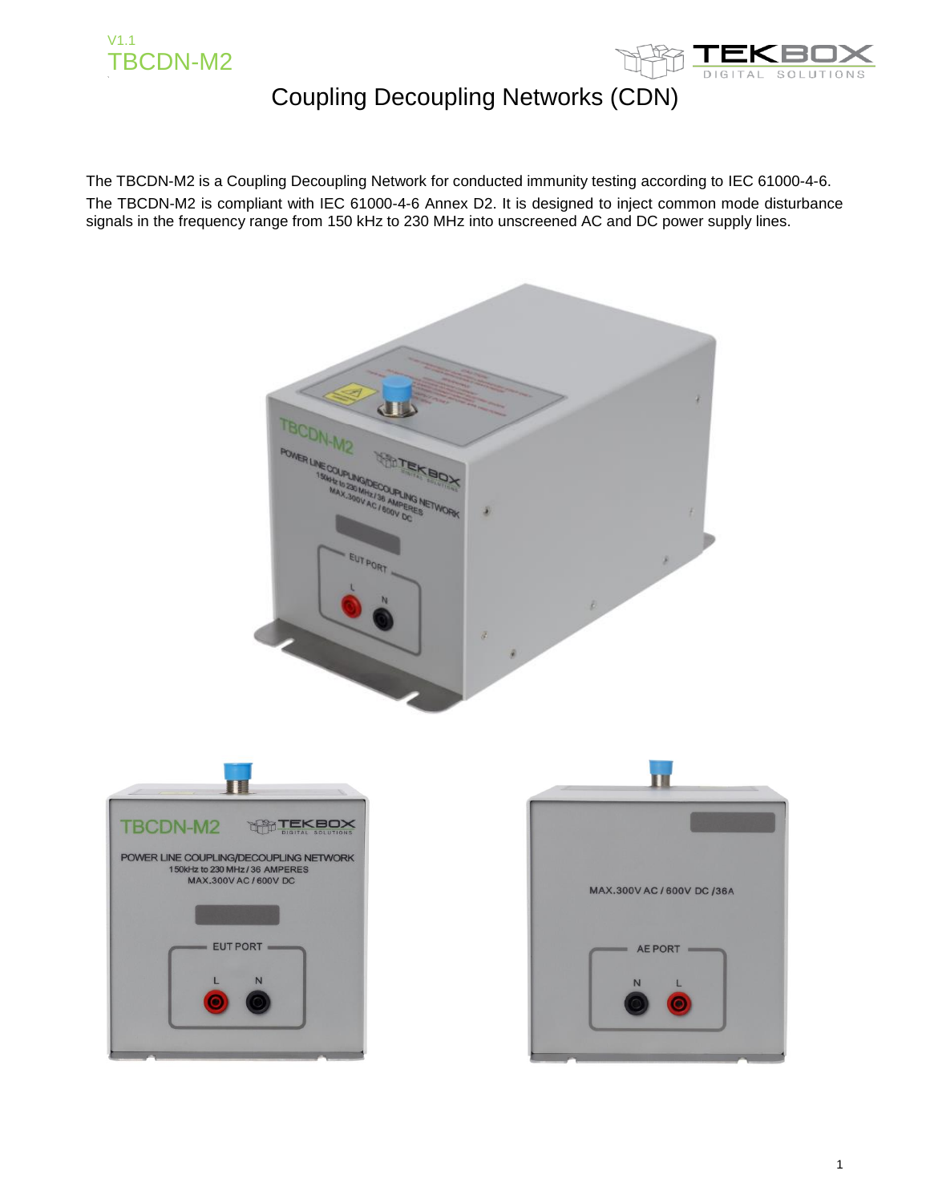# TBCDN-M2

## Coupling Decoupling Networks (CDN)

The TBCDN-M2 is a Coupling Decoupling Network for conducted immunity testing according to IEC 61000-4-6.
The TBCDN-M2 is compliant with IEC 61000-4-6 Annex D2. It is designed to inject common mode disturbance signals in the frequency range from 150 kHz to 230 MHz into unscreened AC and DC power supply lines.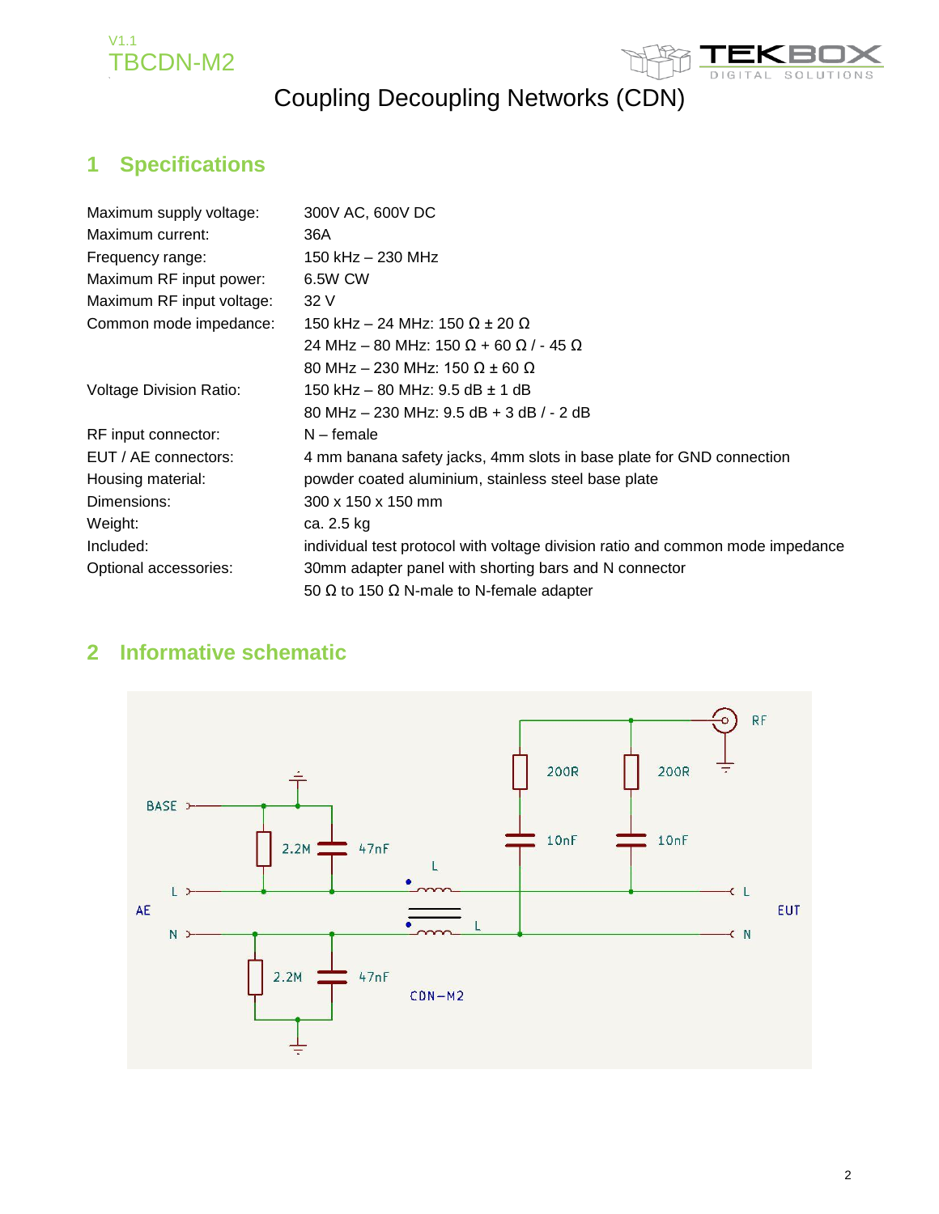V1.1
TBCDN-M2

Coupling Decoupling Networks (CDN)

## 1 Specifications

| | |
|---|---|
| Maximum supply voltage: | 300V AC, 600V DC |
| Maximum current: | 36A |
| Frequency range: | 150 kHz – 230 MHz |
| Maximum RF input power: | 6.5W CW |
| Maximum RF input voltage: | 32 V |
| Common mode impedance: | 150 kHz – 24 MHz: 150 Ω ± 20 Ω |
| | 24 MHz – 80 MHz: 150 Ω + 60 Ω / - 45 Ω |
| | 80 MHz – 230 MHz: 150 Ω ± 60 Ω |
| Voltage Division Ratio: | 150 kHz – 80 MHz: 9.5 dB ± 1 dB |
| | 80 MHz – 230 MHz: 9.5 dB + 3 dB / - 2 dB |
| RF input connector: | N – female |
| EUT / AE connectors: | 4 mm banana safety jacks, 4mm slots in base plate for GND connection |
| Housing material: | powder coated aluminium, stainless steel base plate |
| Dimensions: | 300 x 150 x 150 mm |
| Weight: | ca. 2.5 kg |
| Included: | individual test protocol with voltage division ratio and common mode impedance |
| Optional accessories: | 30mm adapter panel with shorting bars and N connector |
| | 50 Ω to 150 Ω N-male to N-female adapter |

## 2 Informative schematic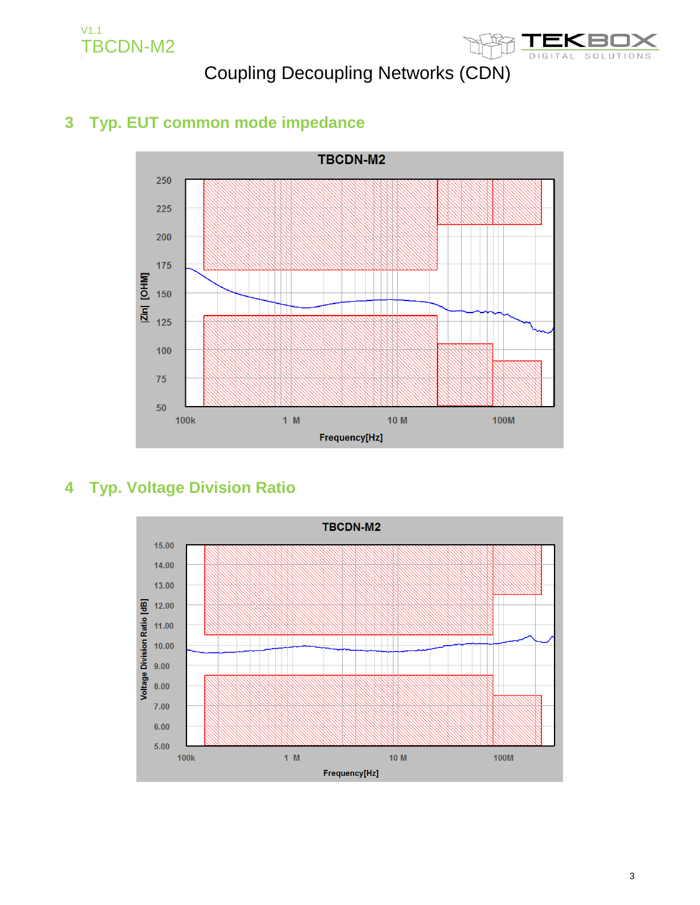## 3 Typ. EUT common mode impedance

## 4 Typ. Voltage Division Ratio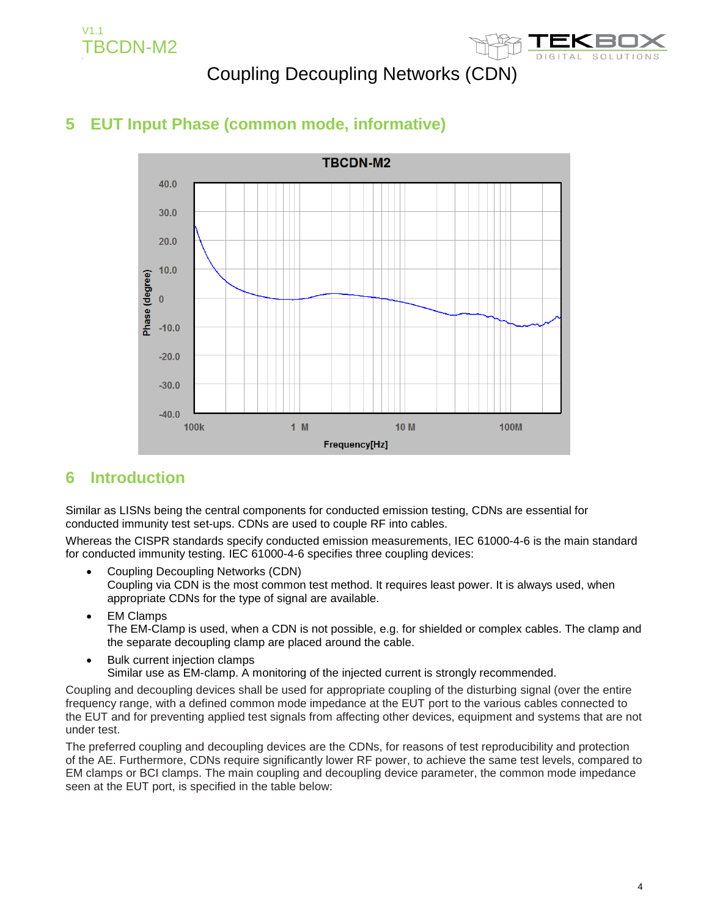## 5 EUT Input Phase (common mode, informative)

## 6 Introduction

Similar as LISNs being the central components for conducted emission testing, CDNs are essential for conducted immunity test set-ups. CDNs are used to couple RF into cables.

Whereas the CISPR standards specify conducted emission measurements, IEC 61000-4-6 is the main standard for conducted immunity testing. IEC 61000-4-6 specifies three coupling devices:

- Coupling Decoupling Networks (CDN)
  Coupling via CDN is the most common test method. It requires least power. It is always used, when appropriate CDNs for the type of signal are available.
- EM Clamps
  The EM-Clamp is used, when a CDN is not possible, e.g. for shielded or complex cables. The clamp and the separate decoupling clamp are placed around the cable.
- Bulk current injection clamps
  Similar use as EM-clamp. A monitoring of the injected current is strongly recommended.

Coupling and decoupling devices shall be used for appropriate coupling of the disturbing signal (over the entire frequency range, with a defined common mode impedance at the EUT port to the various cables connected to the EUT and for preventing applied test signals from affecting other devices, equipment and systems that are not under test.

The preferred coupling and decoupling devices are the CDNs, for reasons of test reproducibility and protection of the AE. Furthermore, CDNs require significantly lower RF power, to achieve the same test levels, compared to EM clamps or BCI clamps. The main coupling and decoupling device parameter, the common mode impedance seen at the EUT port, is specified in the table below: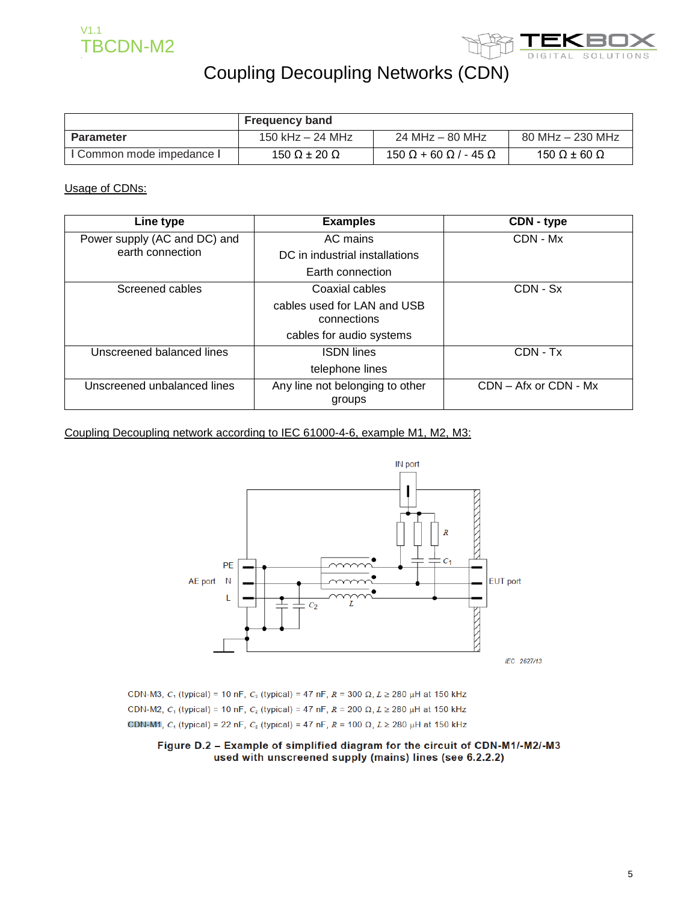# Coupling Decoupling Networks (CDN)

| Parameter | Frequency band | | |
|---|---|---|---|
| | 150 kHz – 24 MHz | 24 MHz – 80 MHz | 80 MHz – 230 MHz |
| I Common mode impedance I | 150 Ω ± 20 Ω | 150 Ω + 60 Ω / - 45 Ω | 150 Ω ± 60 Ω |

Usage of CDNs:

| Line type | Examples | CDN - type |
|---|---|---|
| Power supply (AC and DC) and earth connection | AC mains<br>DC in industrial installations<br>Earth connection | CDN - Mx |
| Screened cables | Coaxial cables<br>cables used for LAN and USB connections<br>cables for audio systems | CDN - Sx |
| Unscreened balanced lines | ISDN lines<br>telephone lines | CDN - Tx |
| Unscreened unbalanced lines | Any line not belonging to other groups | CDN – Afx or CDN - Mx |

Coupling Decoupling network according to IEC 61000-4-6, example M1, M2, M3:

IN port

PE

AE port N

L

$R$

$C_1$

EUT port

$C_2$

$L$

IEC 2627/13

CDN-M3, $C_1$ (typical) = 10 nF, $C_2$ (typical) = 47 nF, $R$ = 300 Ω, $L \geq 280$ µH at 150 kHz

CDN-M2, $C_1$ (typical) = 10 nF, $C_2$ (typical) = 47 nF, $R$ = 200 Ω, $L \geq 280$ µH at 150 kHz

CDN-M1, $C_1$ (typical) = 22 nF, $C_2$ (typical) = 47 nF, $R$ = 100 Ω, $L \geq 280$ µH at 150 kHz

**Figure D.2 – Example of simplified diagram for the circuit of CDN-M1/-M2/-M3 used with unscreened supply (mains) lines (see 6.2.2.2)**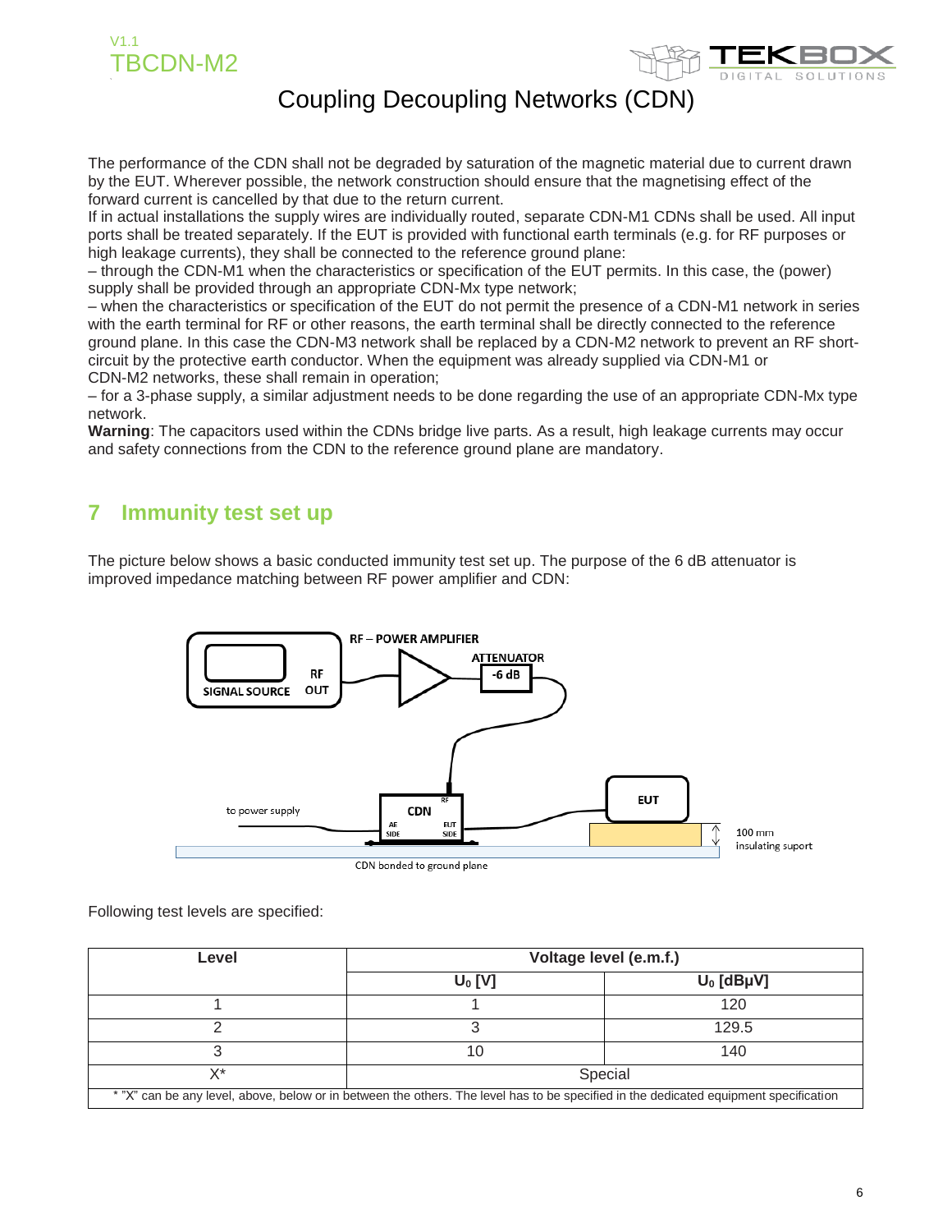The performance of the CDN shall not be degraded by saturation of the magnetic material due to current drawn by the EUT. Wherever possible, the network construction should ensure that the magnetising effect of the forward current is cancelled by that due to the return current.
If in actual installations the supply wires are individually routed, separate CDN-M1 CDNs shall be used. All input ports shall be treated separately. If the EUT is provided with functional earth terminals (e.g. for RF purposes or high leakage currents), they shall be connected to the reference ground plane:
– through the CDN-M1 when the characteristics or specification of the EUT permits. In this case, the (power) supply shall be provided through an appropriate CDN-Mx type network;
– when the characteristics or specification of the EUT do not permit the presence of a CDN-M1 network in series with the earth terminal for RF or other reasons, the earth terminal shall be directly connected to the reference ground plane. In this case the CDN-M3 network shall be replaced by a CDN-M2 network to prevent an RF short-circuit by the protective earth conductor. When the equipment was already supplied via CDN-M1 or CDN-M2 networks, these shall remain in operation;
– for a 3-phase supply, a similar adjustment needs to be done regarding the use of an appropriate CDN-Mx type network.
**Warning**: The capacitors used within the CDNs bridge live parts. As a result, high leakage currents may occur and safety connections from the CDN to the reference ground plane are mandatory.

## 7 Immunity test set up

The picture below shows a basic conducted immunity test set up. The purpose of the 6 dB attenuator is improved impedance matching between RF power amplifier and CDN:

SIGNAL SOURCE RF OUT — RF – POWER AMPLIFIER — ATTENUATOR -6 dB — CDN (RF; AE SIDE, EUT SIDE) — EUT

to power supply

CDN bonded to ground plane

100 mm insulating suport

Following test levels are specified:

| Level | Voltage level (e.m.f.) | |
|---|---|---|
| | $U_0$ [V] | $U_0$ [dBµV] |
| 1 | 1 | 120 |
| 2 | 3 | 129.5 |
| 3 | 10 | 140 |
| X* | Special | |

* "X" can be any level, above, below or in between the others. The level has to be specified in the dedicated equipment specification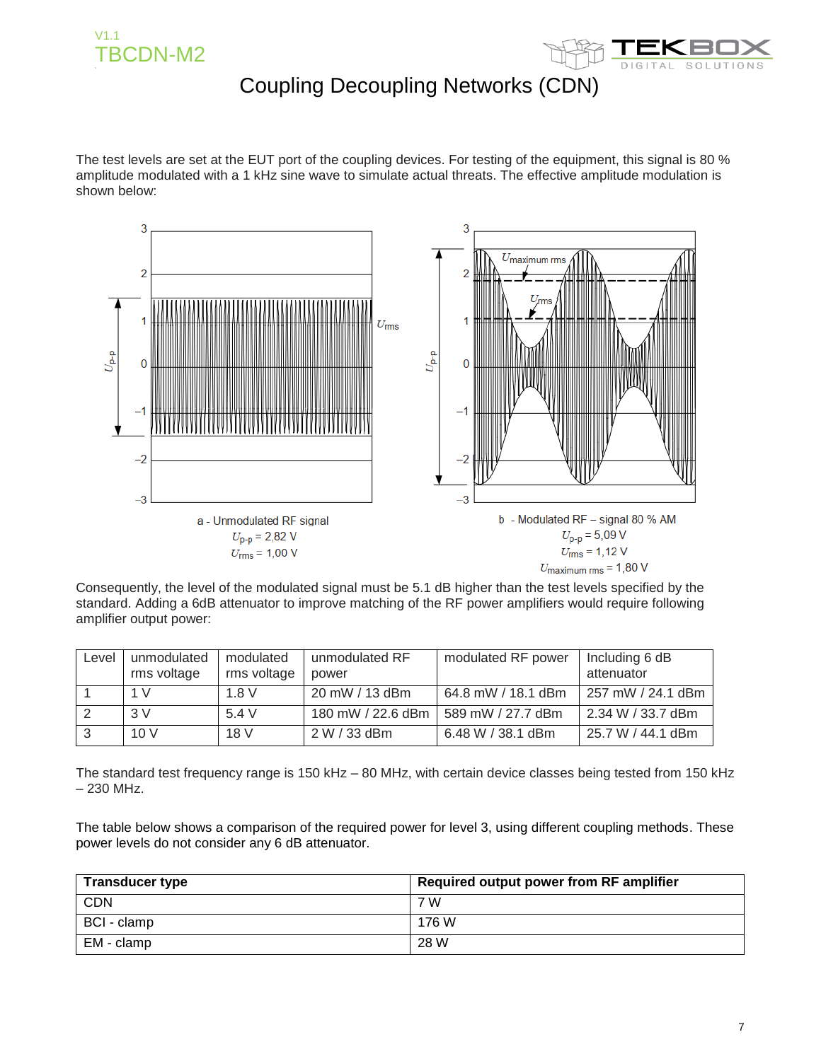# Coupling Decoupling Networks (CDN)

The test levels are set at the EUT port of the coupling devices. For testing of the equipment, this signal is 80 % amplitude modulated with a 1 kHz sine wave to simulate actual threats. The effective amplitude modulation is shown below:

a - Unmodulated RF signal
$U_{p\text{-}p}$ = 2,82 V
$U_{rms}$ = 1,00 V

b - Modulated RF – signal 80 % AM
$U_{p\text{-}p}$ = 5,09 V
$U_{rms}$ = 1,12 V
$U_{maximum\ rms}$ = 1,80 V

Consequently, the level of the modulated signal must be 5.1 dB higher than the test levels specified by the standard. Adding a 6dB attenuator to improve matching of the RF power amplifiers would require following amplifier output power:

| Level | unmodulated rms voltage | modulated rms voltage | unmodulated RF power | modulated RF power | Including 6 dB attenuator |
|---|---|---|---|---|---|
| 1 | 1 V | 1.8 V | 20 mW / 13 dBm | 64.8 mW / 18.1 dBm | 257 mW / 24.1 dBm |
| 2 | 3 V | 5.4 V | 180 mW / 22.6 dBm | 589 mW / 27.7 dBm | 2.34 W / 33.7 dBm |
| 3 | 10 V | 18 V | 2 W / 33 dBm | 6.48 W / 38.1 dBm | 25.7 W / 44.1 dBm |

The standard test frequency range is 150 kHz – 80 MHz, with certain device classes being tested from 150 kHz – 230 MHz.

The table below shows a comparison of the required power for level 3, using different coupling methods. These power levels do not consider any 6 dB attenuator.

| Transducer type | Required output power from RF amplifier |
|---|---|
| CDN | 7 W |
| BCI - clamp | 176 W |
| EM - clamp | 28 W |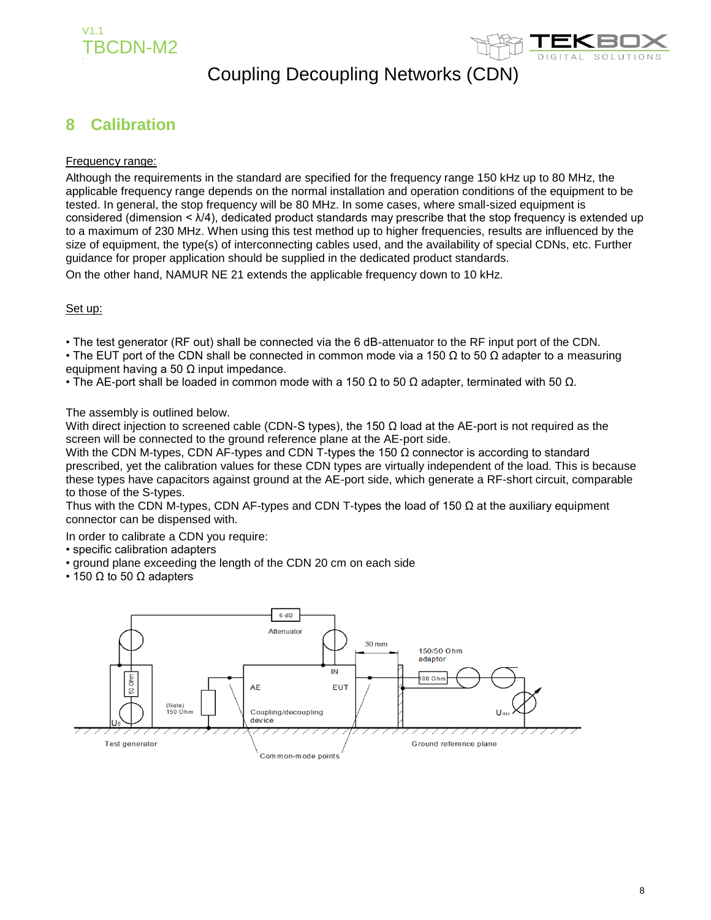# 8 Calibration

Frequency range:

Although the requirements in the standard are specified for the frequency range 150 kHz up to 80 MHz, the applicable frequency range depends on the normal installation and operation conditions of the equipment to be tested. In general, the stop frequency will be 80 MHz. In some cases, where small-sized equipment is considered (dimension < λ/4), dedicated product standards may prescribe that the stop frequency is extended up to a maximum of 230 MHz. When using this test method up to higher frequencies, results are influenced by the size of equipment, the type(s) of interconnecting cables used, and the availability of special CDNs, etc. Further guidance for proper application should be supplied in the dedicated product standards.

On the other hand, NAMUR NE 21 extends the applicable frequency down to 10 kHz.

Set up:

- The test generator (RF out) shall be connected via the 6 dB-attenuator to the RF input port of the CDN.
- The EUT port of the CDN shall be connected in common mode via a 150 Ω to 50 Ω adapter to a measuring equipment having a 50 Ω input impedance.
- The AE-port shall be loaded in common mode with a 150 Ω to 50 Ω adapter, terminated with 50 Ω.

The assembly is outlined below.
With direct injection to screened cable (CDN-S types), the 150 Ω load at the AE-port is not required as the screen will be connected to the ground reference plane at the AE-port side.
With the CDN M-types, CDN AF-types and CDN T-types the 150 Ω connector is according to standard prescribed, yet the calibration values for these CDN types are virtually independent of the load. This is because these types have capacitors against ground at the AE-port side, which generate a RF-short circuit, comparable to those of the S-types.
Thus with the CDN M-types, CDN AF-types and CDN T-types the load of 150 Ω at the auxiliary equipment connector can be dispensed with.

In order to calibrate a CDN you require:

- specific calibration adapters
- ground plane exceeding the length of the CDN 20 cm on each side
- 150 Ω to 50 Ω adapters

6 dB Attenuator, 30 mm, 150/50 Ohm adaptor, 100 Ohm, 50 Ohm, $U_0$, (Note) 150 Ohm, AE, IN, EUT, Coupling/decoupling device, $U_{mr}$, Test generator, Common-mode points, Ground reference plane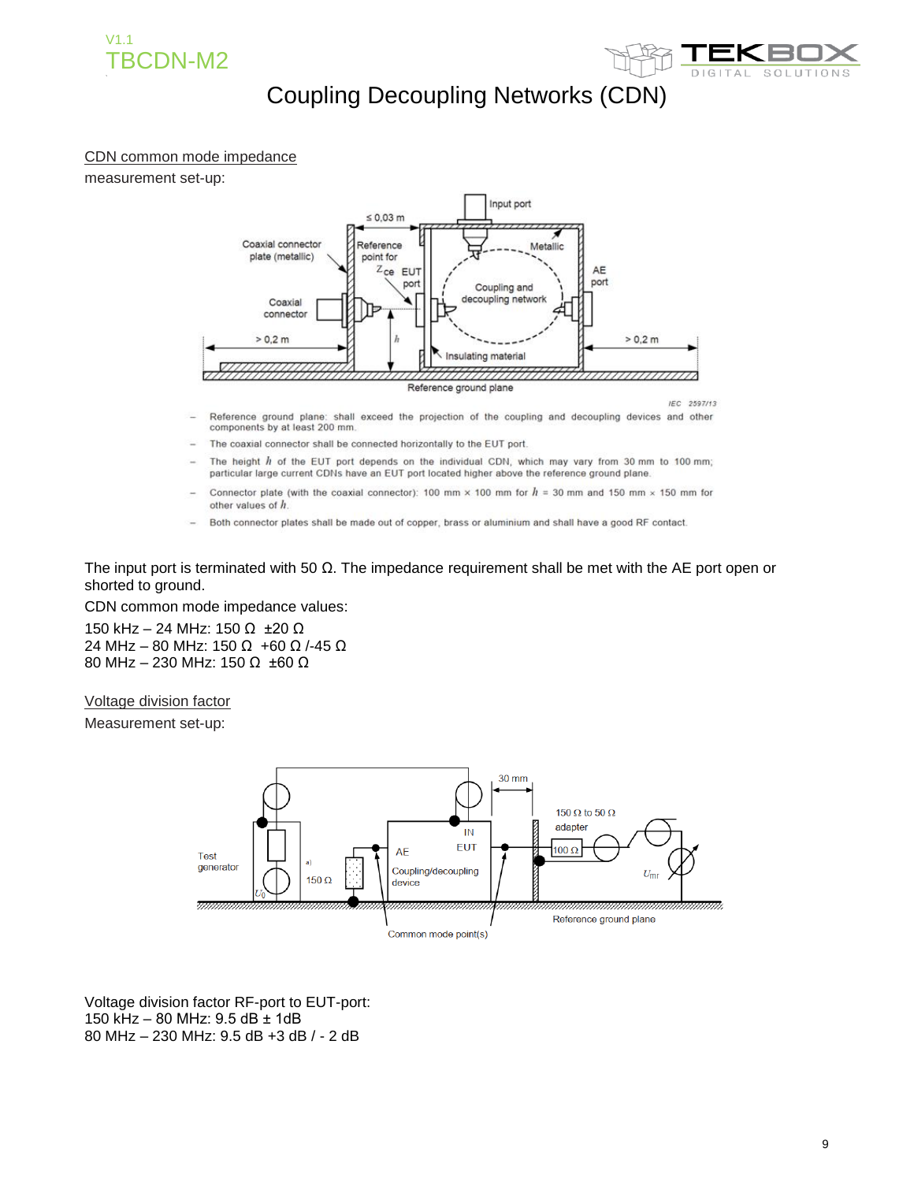# Coupling Decoupling Networks (CDN)

CDN common mode impedance

measurement set-up:

– Reference ground plane: shall exceed the projection of the coupling and decoupling devices and other components by at least 200 mm.

– The coaxial connector shall be connected horizontally to the EUT port.

– The height $h$ of the EUT port depends on the individual CDN, which may vary from 30 mm to 100 mm; particular large current CDNs have an EUT port located higher above the reference ground plane.

– Connector plate (with the coaxial connector): 100 mm × 100 mm for $h$ = 30 mm and 150 mm × 150 mm for other values of $h$.

– Both connector plates shall be made out of copper, brass or aluminium and shall have a good RF contact.

The input port is terminated with 50 Ω. The impedance requirement shall be met with the AE port open or shorted to ground.

CDN common mode impedance values:

150 kHz – 24 MHz: 150 Ω ±20 Ω
24 MHz – 80 MHz: 150 Ω +60 Ω /-45 Ω
80 MHz – 230 MHz: 150 Ω ±60 Ω

Voltage division factor

Measurement set-up:

Voltage division factor RF-port to EUT-port:
150 kHz – 80 MHz: 9.5 dB ± 1dB
80 MHz – 230 MHz: 9.5 dB +3 dB / - 2 dB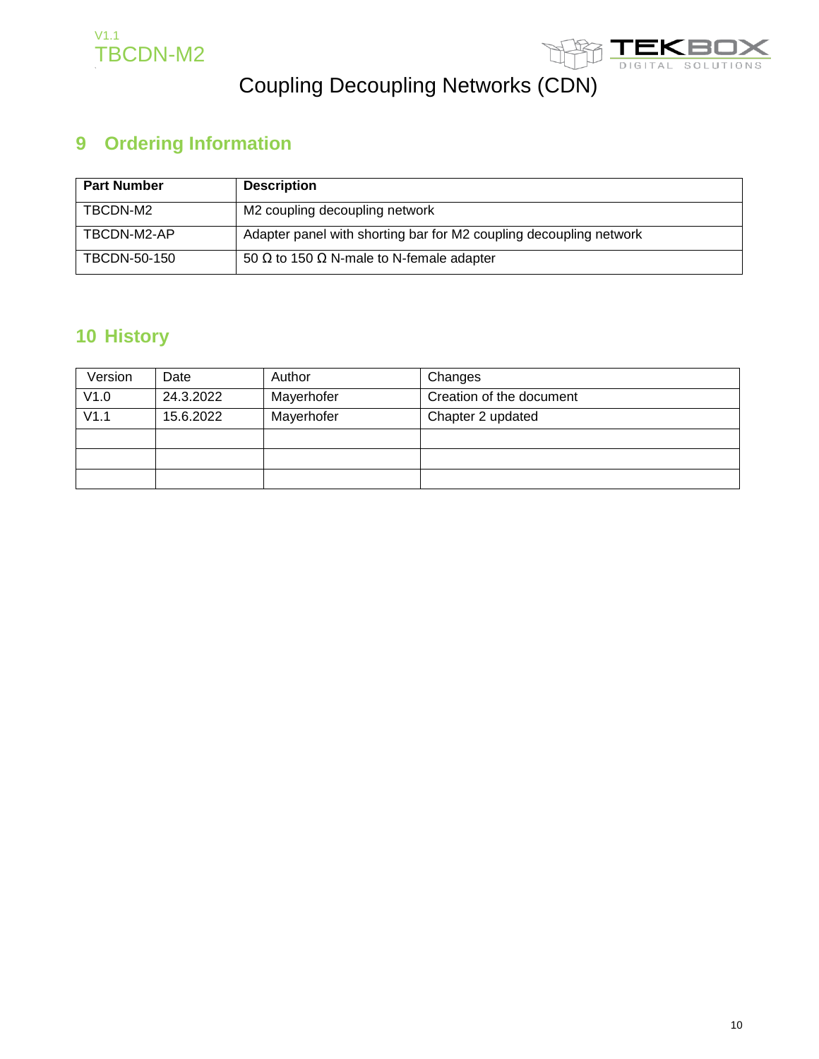## 9 Ordering Information

| Part Number | Description |
|---|---|
| TBCDN-M2 | M2 coupling decoupling network |
| TBCDN-M2-AP | Adapter panel with shorting bar for M2 coupling decoupling network |
| TBCDN-50-150 | 50 Ω to 150 Ω N-male to N-female adapter |

## 10 History

| Version | Date | Author | Changes |
|---|---|---|---|
| V1.0 | 24.3.2022 | Mayerhofer | Creation of the document |
| V1.1 | 15.6.2022 | Mayerhofer | Chapter 2 updated |
| | | | |
| | | | |
| | | | |